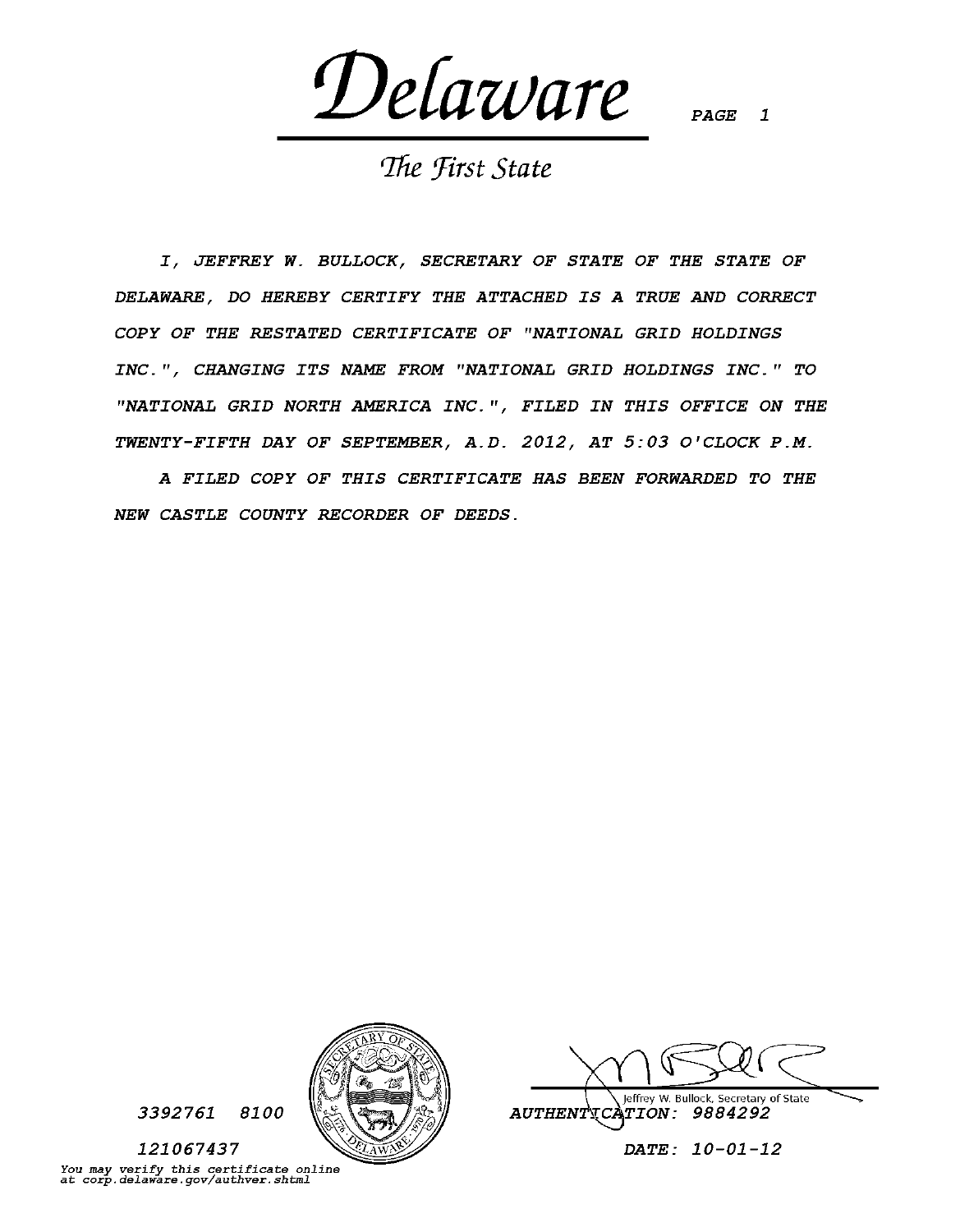# Delaware

*The First State*

PAGE 1

*I, JEFFREY W. BULLOCK, SECRETARY OF STATE OF THE STATE OF DELAWARE, DO HEREBY CERTIFY THE ATTACHED IS A TRUE AND CORRECT COPY OF THE RESTATED CERTIFICATE OF "NATIONAL GRID HOLDINGS INC.", CHANGING ITS NAME FROM "NATIONAL GRID HOLDINGS INC." TO "NATIONAL GRID NORTH AMERICA INC.", FILED IN THIS OFFICE ON THE TWENTY-FIFTH DAY OF SEPTEMBER, A.D. 2012, AT 5:03 O'CLOCK P.M.*

*A FILED COPY OF THIS CERTIFICATE HAS BEEN FORWARDED TO THE NEW CASTLE COUNTY RECORDER OF DEEDS.*

Jeffrey W. Bullock, Secretary of State

*3392761 8100*

*121067437*

*AUTHENTICATION: 9884292*

*DATE: 10-01-12*

*You may verify this certificate online at corp.delaware.gov/authver.shtml*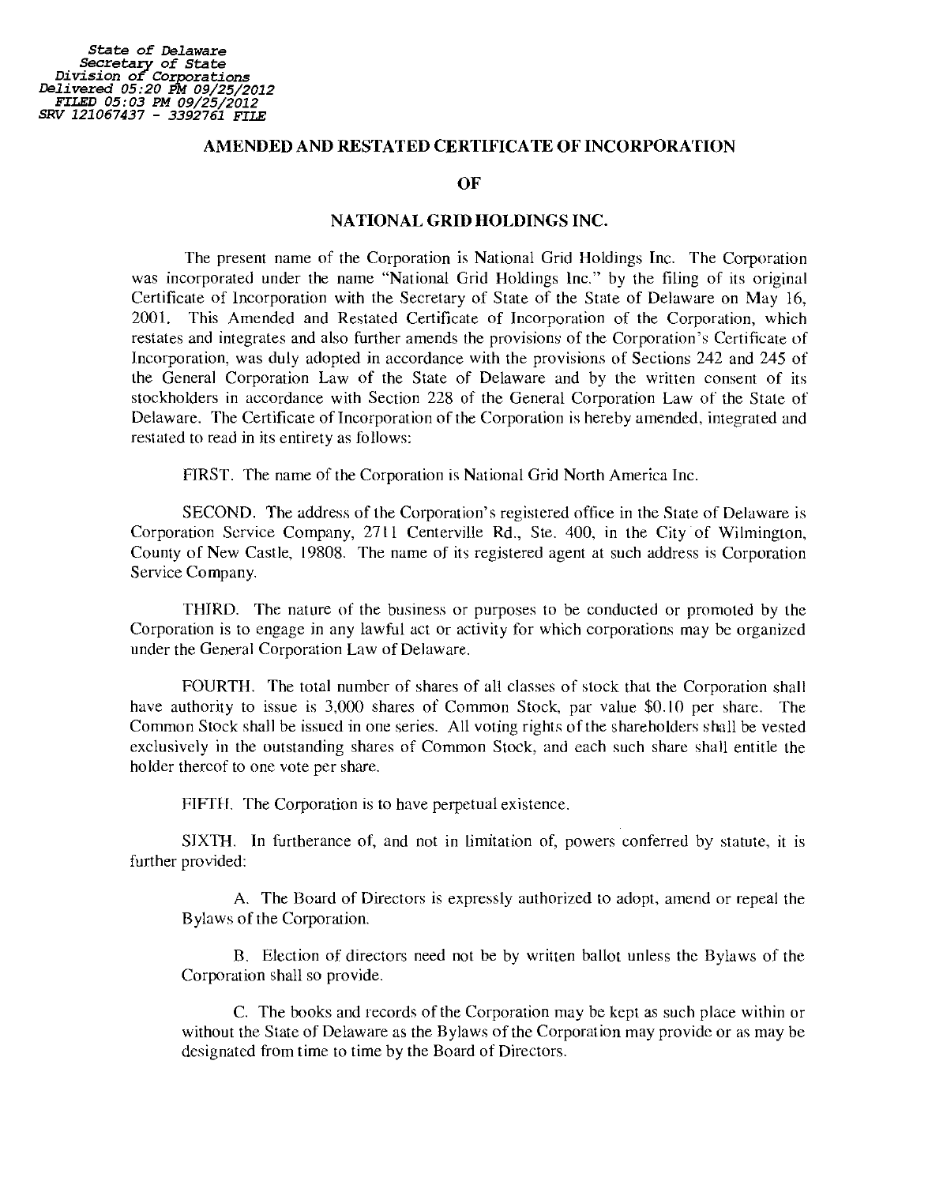State of Delaware
Secretary of State
Division of Corporations
Delivered 05:20 PM 09/25/2012
FILED 05:03 PM 09/25/2012
SRV 121067437 - 3392761 FILE

# AMENDED AND RESTATED CERTIFICATE OF INCORPORATION

# OF

# NATIONAL GRID HOLDINGS INC.

The present name of the Corporation is National Grid Holdings Inc. The Corporation was incorporated under the name "National Grid Holdings Inc." by the filing of its original Certificate of Incorporation with the Secretary of State of the State of Delaware on May 16, 2001. This Amended and Restated Certificate of Incorporation of the Corporation, which restates and integrates and also further amends the provisions of the Corporation's Certificate of Incorporation, was duly adopted in accordance with the provisions of Sections 242 and 245 of the General Corporation Law of the State of Delaware and by the written consent of its stockholders in accordance with Section 228 of the General Corporation Law of the State of Delaware. The Certificate of Incorporation of the Corporation is hereby amended, integrated and restated to read in its entirety as follows:

FIRST. The name of the Corporation is National Grid North America Inc.

SECOND. The address of the Corporation's registered office in the State of Delaware is Corporation Service Company, 2711 Centerville Rd., Ste. 400, in the City of Wilmington, County of New Castle, 19808. The name of its registered agent at such address is Corporation Service Company.

THIRD. The nature of the business or purposes to be conducted or promoted by the Corporation is to engage in any lawful act or activity for which corporations may be organized under the General Corporation Law of Delaware.

FOURTH. The total number of shares of all classes of stock that the Corporation shall have authority to issue is 3,000 shares of Common Stock, par value $0.10 per share. The Common Stock shall be issued in one series. All voting rights of the shareholders shall be vested exclusively in the outstanding shares of Common Stock, and each such share shall entitle the holder thereof to one vote per share.

FIFTH. The Corporation is to have perpetual existence.

SIXTH. In furtherance of, and not in limitation of, powers conferred by statute, it is further provided:

A. The Board of Directors is expressly authorized to adopt, amend or repeal the Bylaws of the Corporation.

B. Election of directors need not be by written ballot unless the Bylaws of the Corporation shall so provide.

C. The books and records of the Corporation may be kept as such place within or without the State of Delaware as the Bylaws of the Corporation may provide or as may be designated from time to time by the Board of Directors.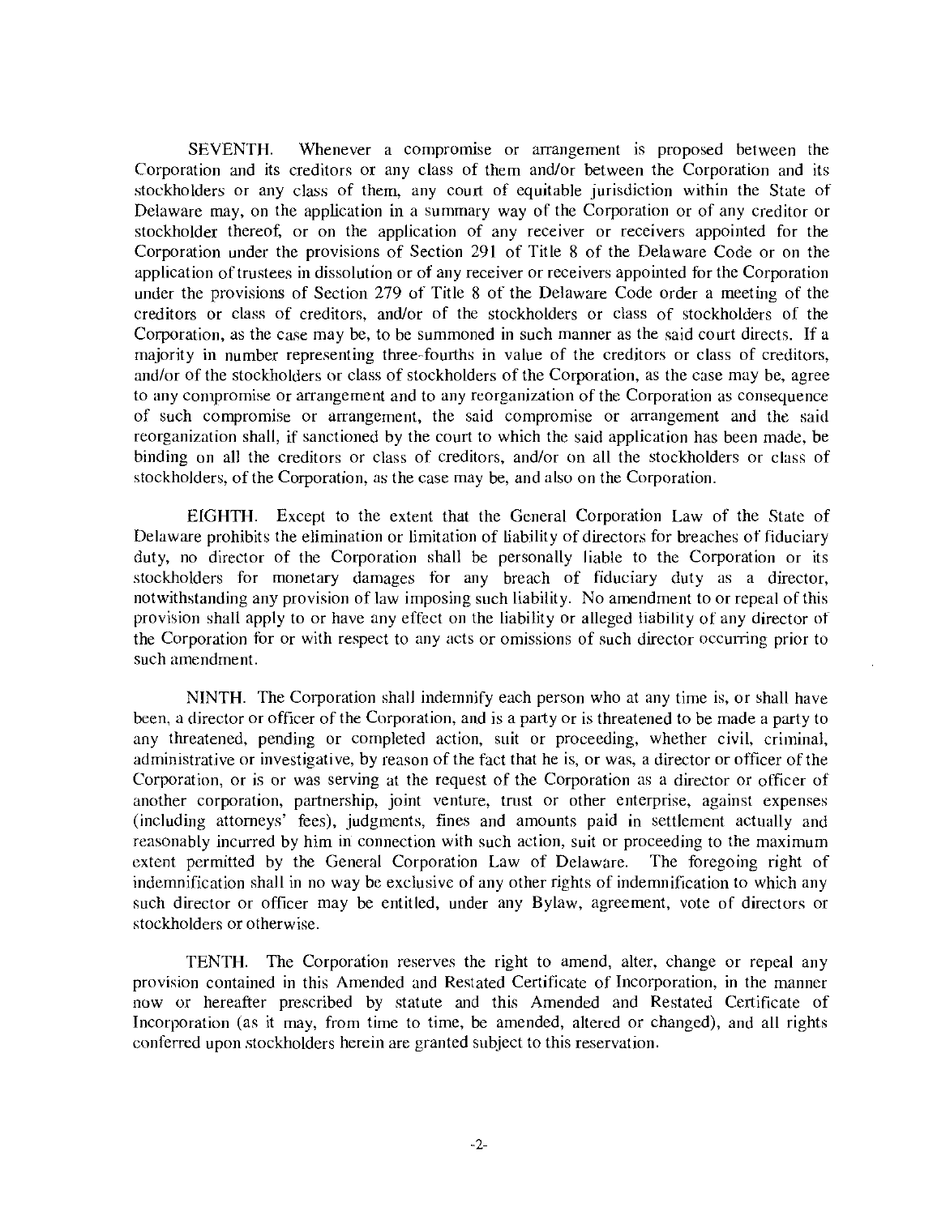SEVENTH. Whenever a compromise or arrangement is proposed between the Corporation and its creditors or any class of them and/or between the Corporation and its stockholders or any class of them, any court of equitable jurisdiction within the State of Delaware may, on the application in a summary way of the Corporation or of any creditor or stockholder thereof, or on the application of any receiver or receivers appointed for the Corporation under the provisions of Section 291 of Title 8 of the Delaware Code or on the application of trustees in dissolution or of any receiver or receivers appointed for the Corporation under the provisions of Section 279 of Title 8 of the Delaware Code order a meeting of the creditors or class of creditors, and/or of the stockholders or class of stockholders of the Corporation, as the case may be, to be summoned in such manner as the said court directs. If a majority in number representing three-fourths in value of the creditors or class of creditors, and/or of the stockholders or class of stockholders of the Corporation, as the case may be, agree to any compromise or arrangement and to any reorganization of the Corporation as consequence of such compromise or arrangement, the said compromise or arrangement and the said reorganization shall, if sanctioned by the court to which the said application has been made, be binding on all the creditors or class of creditors, and/or on all the stockholders or class of stockholders, of the Corporation, as the case may be, and also on the Corporation.

EIGHTH. Except to the extent that the General Corporation Law of the State of Delaware prohibits the elimination or limitation of liability of directors for breaches of fiduciary duty, no director of the Corporation shall be personally liable to the Corporation or its stockholders for monetary damages for any breach of fiduciary duty as a director, notwithstanding any provision of law imposing such liability. No amendment to or repeal of this provision shall apply to or have any effect on the liability or alleged liability of any director of the Corporation for or with respect to any acts or omissions of such director occurring prior to such amendment.

NINTH. The Corporation shall indemnify each person who at any time is, or shall have been, a director or officer of the Corporation, and is a party or is threatened to be made a party to any threatened, pending or completed action, suit or proceeding, whether civil, criminal, administrative or investigative, by reason of the fact that he is, or was, a director or officer of the Corporation, or is or was serving at the request of the Corporation as a director or officer of another corporation, partnership, joint venture, trust or other enterprise, against expenses (including attorneys' fees), judgments, fines and amounts paid in settlement actually and reasonably incurred by him in connection with such action, suit or proceeding to the maximum extent permitted by the General Corporation Law of Delaware. The foregoing right of indemnification shall in no way be exclusive of any other rights of indemnification to which any such director or officer may be entitled, under any Bylaw, agreement, vote of directors or stockholders or otherwise.

TENTH. The Corporation reserves the right to amend, alter, change or repeal any provision contained in this Amended and Restated Certificate of Incorporation, in the manner now or hereafter prescribed by statute and this Amended and Restated Certificate of Incorporation (as it may, from time to time, be amended, altered or changed), and all rights conferred upon stockholders herein are granted subject to this reservation.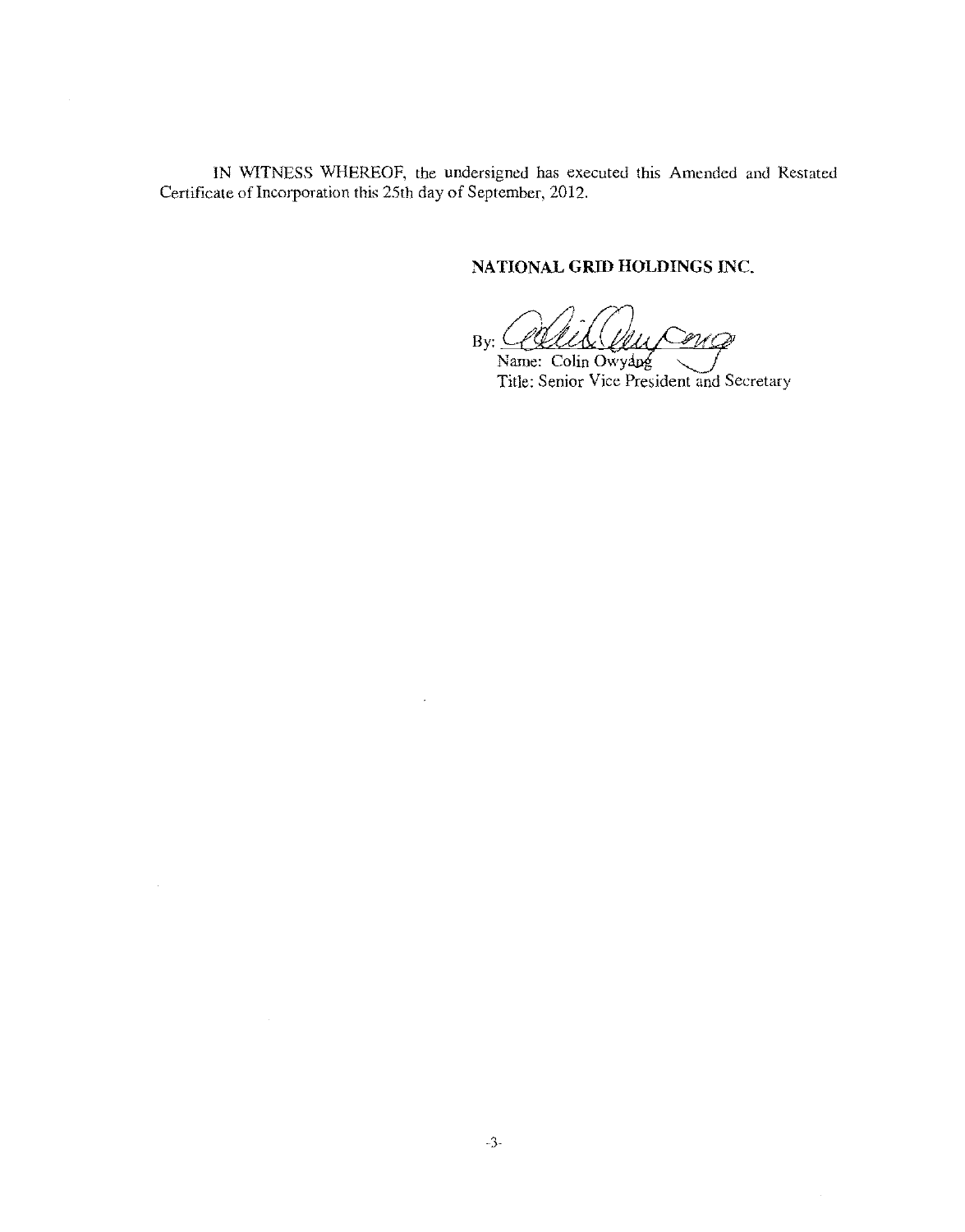IN WITNESS WHEREOF, the undersigned has executed this Amended and Restated Certificate of Incorporation this 25th day of September, 2012.

**NATIONAL GRID HOLDINGS INC.**

By: ______________________

Name: Colin Owyang

Title: Senior Vice President and Secretary